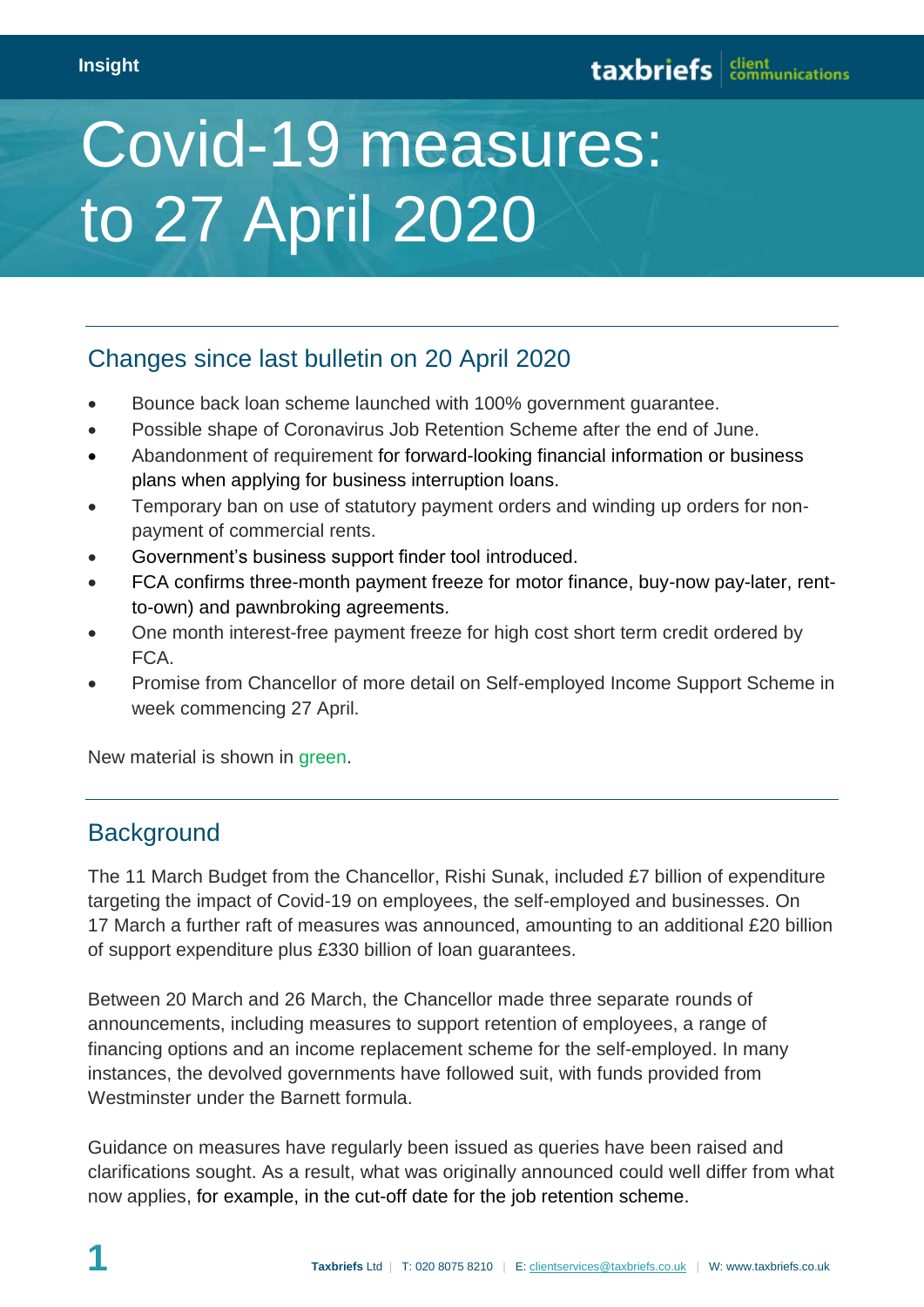Insight

# Covid-19 measures: to 27 April 2020

## Changes since last bulletin on 20 April 2020

- Bounce back loan scheme launched with 100% government guarantee.
- Possible shape of Coronavirus Job Retention Scheme after the end of June.
- Abandonment of requirement for forward-looking financial information or business plans when applying for business interruption loans.
- Temporary ban on use of statutory payment orders and winding up orders for non-payment of commercial rents.
- Government's business support finder tool introduced.
- FCA confirms three-month payment freeze for motor finance, buy-now pay-later, rent-to-own) and pawnbroking agreements.
- One month interest-free payment freeze for high cost short term credit ordered by FCA.
- Promise from Chancellor of more detail on Self-employed Income Support Scheme in week commencing 27 April.

New material is shown in green.

## Background

The 11 March Budget from the Chancellor, Rishi Sunak, included £7 billion of expenditure targeting the impact of Covid-19 on employees, the self-employed and businesses. On 17 March a further raft of measures was announced, amounting to an additional £20 billion of support expenditure plus £330 billion of loan guarantees.

Between 20 March and 26 March, the Chancellor made three separate rounds of announcements, including measures to support retention of employees, a range of financing options and an income replacement scheme for the self-employed. In many instances, the devolved governments have followed suit, with funds provided from Westminster under the Barnett formula.

Guidance on measures have regularly been issued as queries have been raised and clarifications sought. As a result, what was originally announced could well differ from what now applies, for example, in the cut-off date for the job retention scheme.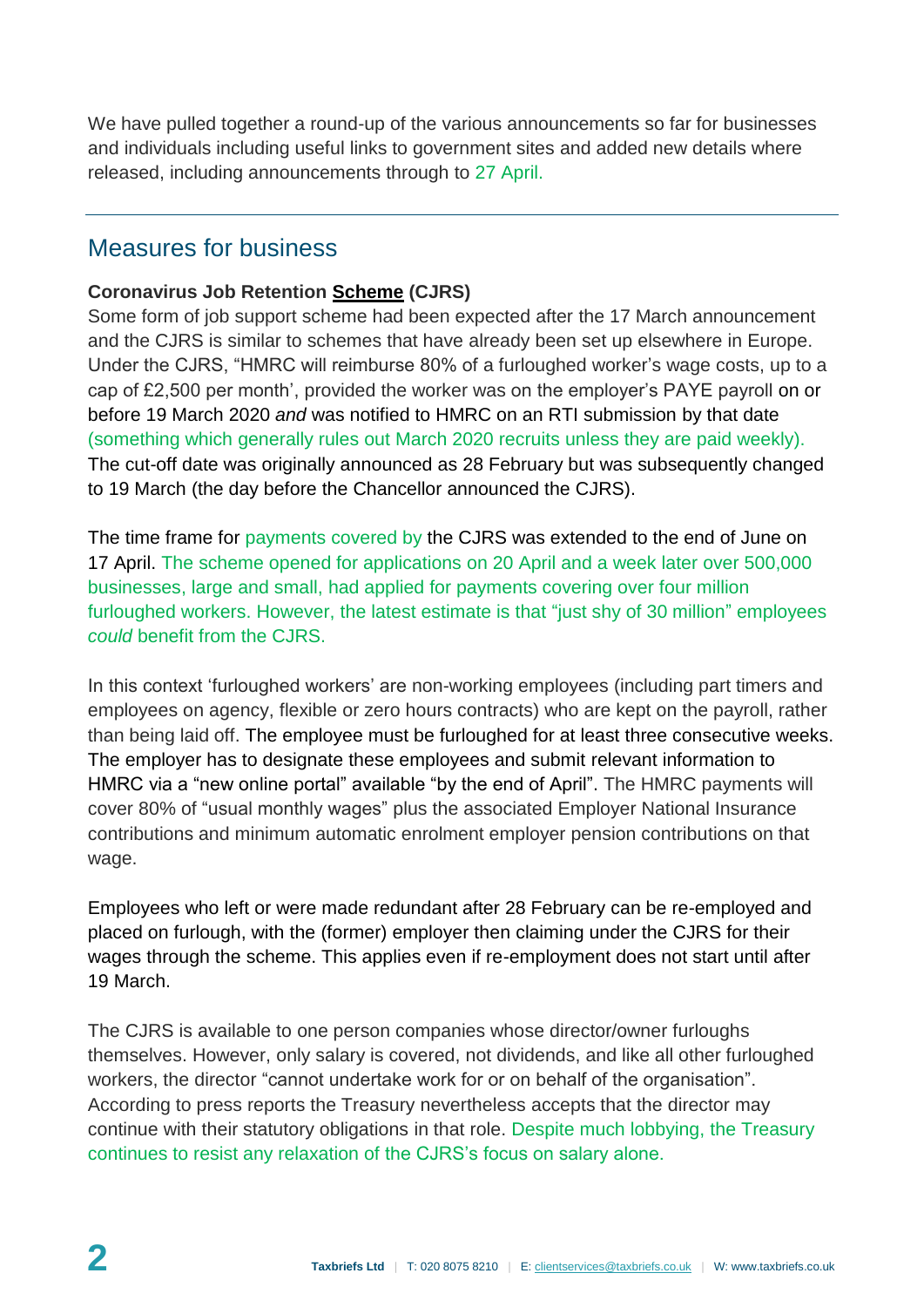We have pulled together a round-up of the various announcements so far for businesses and individuals including useful links to government sites and added new details where released, including announcements through to 27 April.

## Measures for business

**Coronavirus Job Retention Scheme (CJRS)**

Some form of job support scheme had been expected after the 17 March announcement and the CJRS is similar to schemes that have already been set up elsewhere in Europe. Under the CJRS, "HMRC will reimburse 80% of a furloughed worker's wage costs, up to a cap of £2,500 per month', provided the worker was on the employer's PAYE payroll on or before 19 March 2020 *and* was notified to HMRC on an RTI submission by that date (something which generally rules out March 2020 recruits unless they are paid weekly). The cut-off date was originally announced as 28 February but was subsequently changed to 19 March (the day before the Chancellor announced the CJRS).

The time frame for payments covered by the CJRS was extended to the end of June on 17 April. The scheme opened for applications on 20 April and a week later over 500,000 businesses, large and small, had applied for payments covering over four million furloughed workers. However, the latest estimate is that "just shy of 30 million" employees *could* benefit from the CJRS.

In this context 'furloughed workers' are non-working employees (including part timers and employees on agency, flexible or zero hours contracts) who are kept on the payroll, rather than being laid off. The employee must be furloughed for at least three consecutive weeks. The employer has to designate these employees and submit relevant information to HMRC via a "new online portal" available "by the end of April". The HMRC payments will cover 80% of "usual monthly wages" plus the associated Employer National Insurance contributions and minimum automatic enrolment employer pension contributions on that wage.

Employees who left or were made redundant after 28 February can be re-employed and placed on furlough, with the (former) employer then claiming under the CJRS for their wages through the scheme. This applies even if re-employment does not start until after 19 March.

The CJRS is available to one person companies whose director/owner furloughs themselves. However, only salary is covered, not dividends, and like all other furloughed workers, the director "cannot undertake work for or on behalf of the organisation". According to press reports the Treasury nevertheless accepts that the director may continue with their statutory obligations in that role. Despite much lobbying, the Treasury continues to resist any relaxation of the CJRS's focus on salary alone.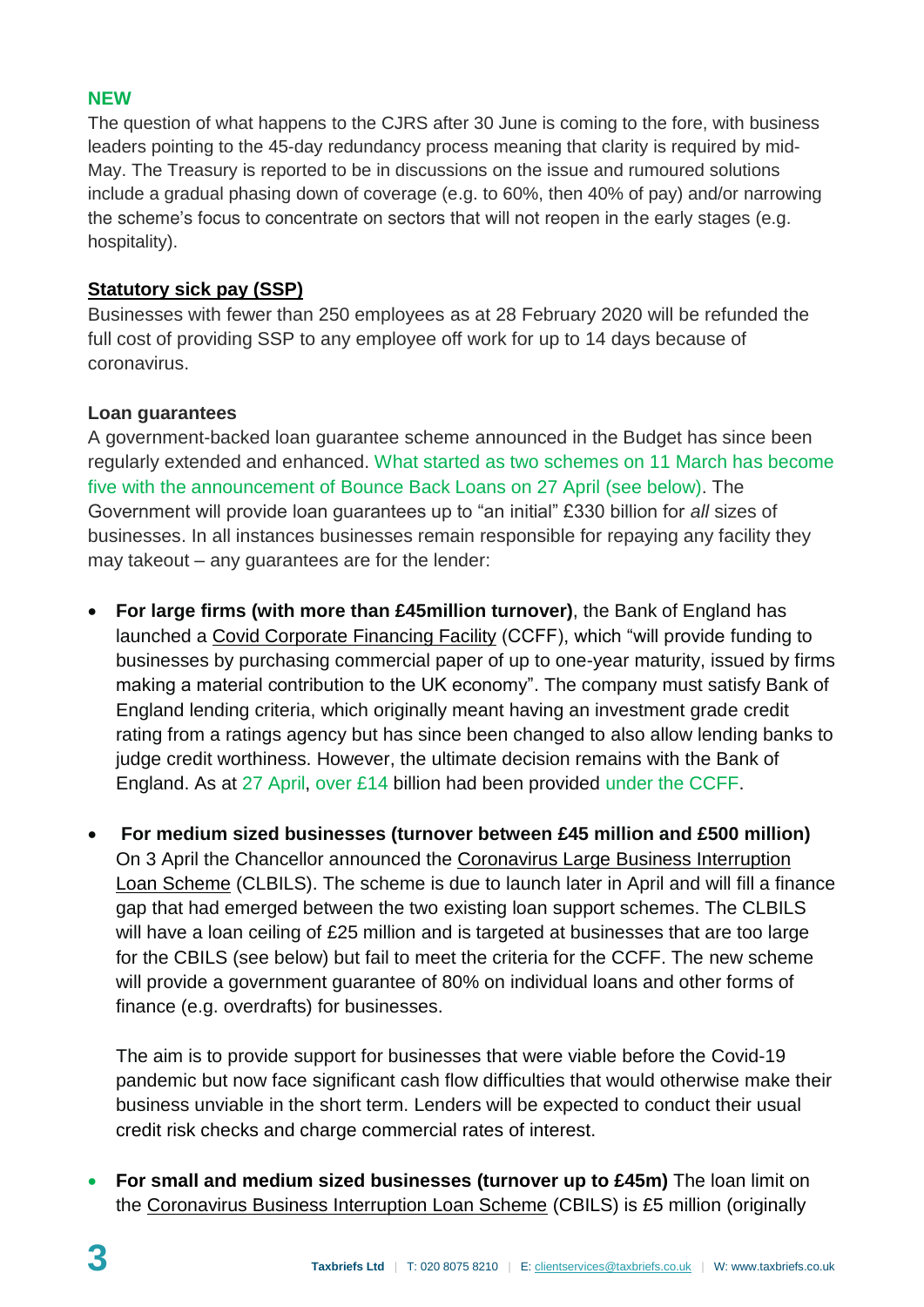**NEW**

The question of what happens to the CJRS after 30 June is coming to the fore, with business leaders pointing to the 45-day redundancy process meaning that clarity is required by mid-May. The Treasury is reported to be in discussions on the issue and rumoured solutions include a gradual phasing down of coverage (e.g. to 60%, then 40% of pay) and/or narrowing the scheme's focus to concentrate on sectors that will not reopen in the early stages (e.g. hospitality).

**Statutory sick pay (SSP)**

Businesses with fewer than 250 employees as at 28 February 2020 will be refunded the full cost of providing SSP to any employee off work for up to 14 days because of coronavirus.

**Loan guarantees**

A government-backed loan guarantee scheme announced in the Budget has since been regularly extended and enhanced. What started as two schemes on 11 March has become five with the announcement of Bounce Back Loans on 27 April (see below). The Government will provide loan guarantees up to "an initial" £330 billion for *all* sizes of businesses. In all instances businesses remain responsible for repaying any facility they may takeout – any guarantees are for the lender:

- **For large firms (with more than £45million turnover)**, the Bank of England has launched a Covid Corporate Financing Facility (CCFF), which "will provide funding to businesses by purchasing commercial paper of up to one-year maturity, issued by firms making a material contribution to the UK economy". The company must satisfy Bank of England lending criteria, which originally meant having an investment grade credit rating from a ratings agency but has since been changed to also allow lending banks to judge credit worthiness. However, the ultimate decision remains with the Bank of England. As at 27 April, over £14 billion had been provided under the CCFF.

- **For medium sized businesses (turnover between £45 million and £500 million)** On 3 April the Chancellor announced the Coronavirus Large Business Interruption Loan Scheme (CLBILS). The scheme is due to launch later in April and will fill a finance gap that had emerged between the two existing loan support schemes. The CLBILS will have a loan ceiling of £25 million and is targeted at businesses that are too large for the CBILS (see below) but fail to meet the criteria for the CCFF. The new scheme will provide a government guarantee of 80% on individual loans and other forms of finance (e.g. overdrafts) for businesses.

  The aim is to provide support for businesses that were viable before the Covid-19 pandemic but now face significant cash flow difficulties that would otherwise make their business unviable in the short term. Lenders will be expected to conduct their usual credit risk checks and charge commercial rates of interest.

- **For small and medium sized businesses (turnover up to £45m)** The loan limit on the Coronavirus Business Interruption Loan Scheme (CBILS) is £5 million (originally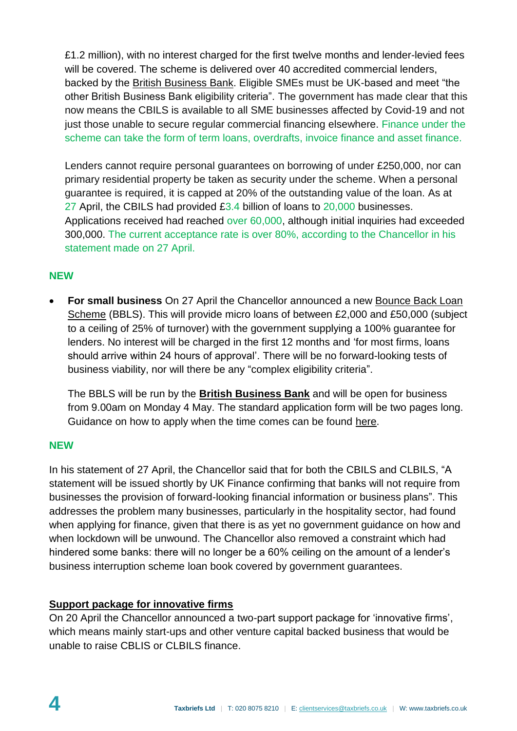£1.2 million), with no interest charged for the first twelve months and lender-levied fees will be covered. The scheme is delivered over 40 accredited commercial lenders, backed by the British Business Bank. Eligible SMEs must be UK-based and meet "the other British Business Bank eligibility criteria". The government has made clear that this now means the CBILS is available to all SME businesses affected by Covid-19 and not just those unable to secure regular commercial financing elsewhere. Finance under the scheme can take the form of term loans, overdrafts, invoice finance and asset finance.

Lenders cannot require personal guarantees on borrowing of under £250,000, nor can primary residential property be taken as security under the scheme. When a personal guarantee is required, it is capped at 20% of the outstanding value of the loan. As at 27 April, the CBILS had provided £3.4 billion of loans to 20,000 businesses. Applications received had reached over 60,000, although initial inquiries had exceeded 300,000. The current acceptance rate is over 80%, according to the Chancellor in his statement made on 27 April.

**NEW**

- **For small business** On 27 April the Chancellor announced a new Bounce Back Loan Scheme (BBLS). This will provide micro loans of between £2,000 and £50,000 (subject to a ceiling of 25% of turnover) with the government supplying a 100% guarantee for lenders. No interest will be charged in the first 12 months and 'for most firms, loans should arrive within 24 hours of approval'. There will be no forward-looking tests of business viability, nor will there be any "complex eligibility criteria".

  The BBLS will be run by the **British Business Bank** and will be open for business from 9.00am on Monday 4 May. The standard application form will be two pages long. Guidance on how to apply when the time comes can be found here.

**NEW**

In his statement of 27 April, the Chancellor said that for both the CBILS and CLBILS, "A statement will be issued shortly by UK Finance confirming that banks will not require from businesses the provision of forward-looking financial information or business plans". This addresses the problem many businesses, particularly in the hospitality sector, had found when applying for finance, given that there is as yet no government guidance on how and when lockdown will be unwound. The Chancellor also removed a constraint which had hindered some banks: there will no longer be a 60% ceiling on the amount of a lender's business interruption scheme loan book covered by government guarantees.

**Support package for innovative firms**

On 20 April the Chancellor announced a two-part support package for 'innovative firms', which means mainly start-ups and other venture capital backed business that would be unable to raise CBLIS or CLBILS finance.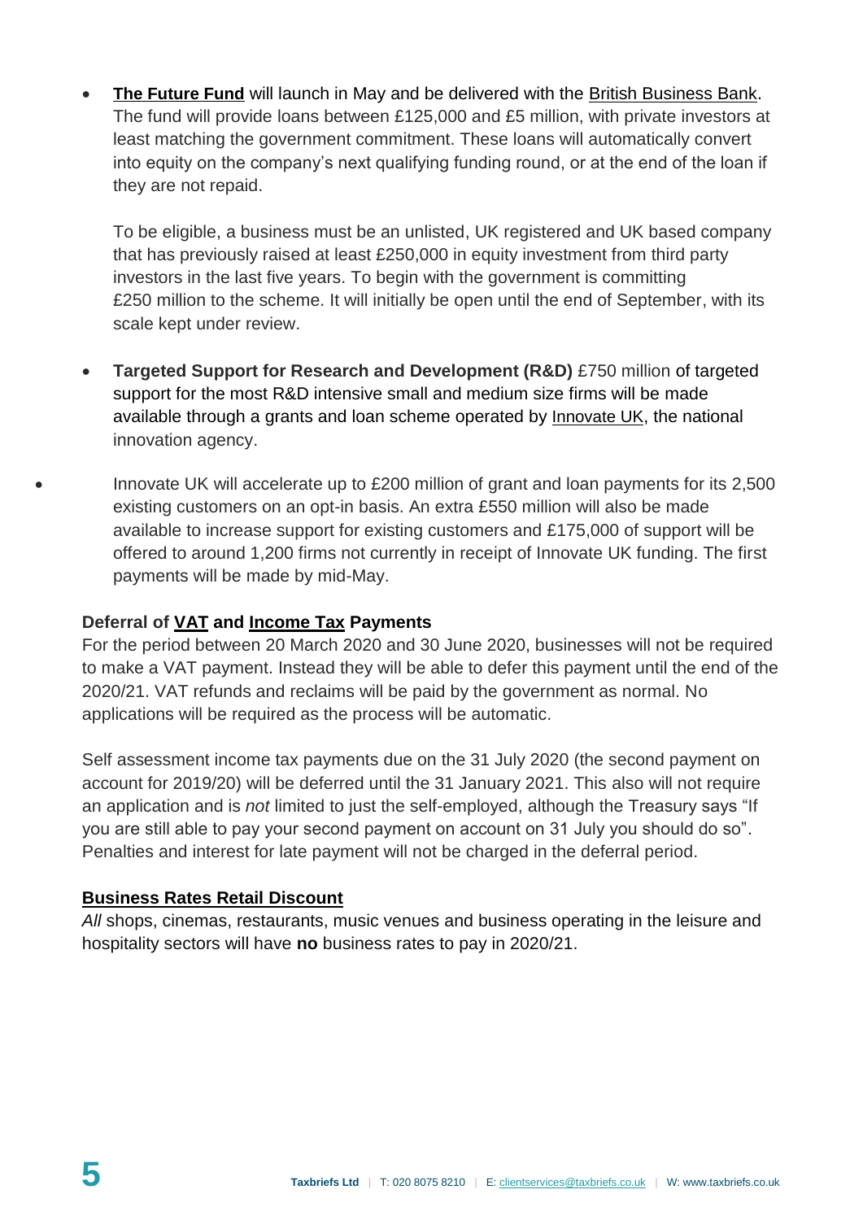- **The Future Fund** will launch in May and be delivered with the British Business Bank. The fund will provide loans between £125,000 and £5 million, with private investors at least matching the government commitment. These loans will automatically convert into equity on the company's next qualifying funding round, or at the end of the loan if they are not repaid.

  To be eligible, a business must be an unlisted, UK registered and UK based company that has previously raised at least £250,000 in equity investment from third party investors in the last five years. To begin with the government is committing £250 million to the scheme. It will initially be open until the end of September, with its scale kept under review.

- **Targeted Support for Research and Development (R&D)** £750 million of targeted support for the most R&D intensive small and medium size firms will be made available through a grants and loan scheme operated by Innovate UK, the national innovation agency.

- Innovate UK will accelerate up to £200 million of grant and loan payments for its 2,500 existing customers on an opt-in basis. An extra £550 million will also be made available to increase support for existing customers and £175,000 of support will be offered to around 1,200 firms not currently in receipt of Innovate UK funding. The first payments will be made by mid-May.

**Deferral of VAT and Income Tax Payments**

For the period between 20 March 2020 and 30 June 2020, businesses will not be required to make a VAT payment. Instead they will be able to defer this payment until the end of the 2020/21. VAT refunds and reclaims will be paid by the government as normal. No applications will be required as the process will be automatic.

Self assessment income tax payments due on the 31 July 2020 (the second payment on account for 2019/20) will be deferred until the 31 January 2021. This also will not require an application and is *not* limited to just the self-employed, although the Treasury says "If you are still able to pay your second payment on account on 31 July you should do so". Penalties and interest for late payment will not be charged in the deferral period.

**Business Rates Retail Discount**

*All* shops, cinemas, restaurants, music venues and business operating in the leisure and hospitality sectors will have **no** business rates to pay in 2020/21.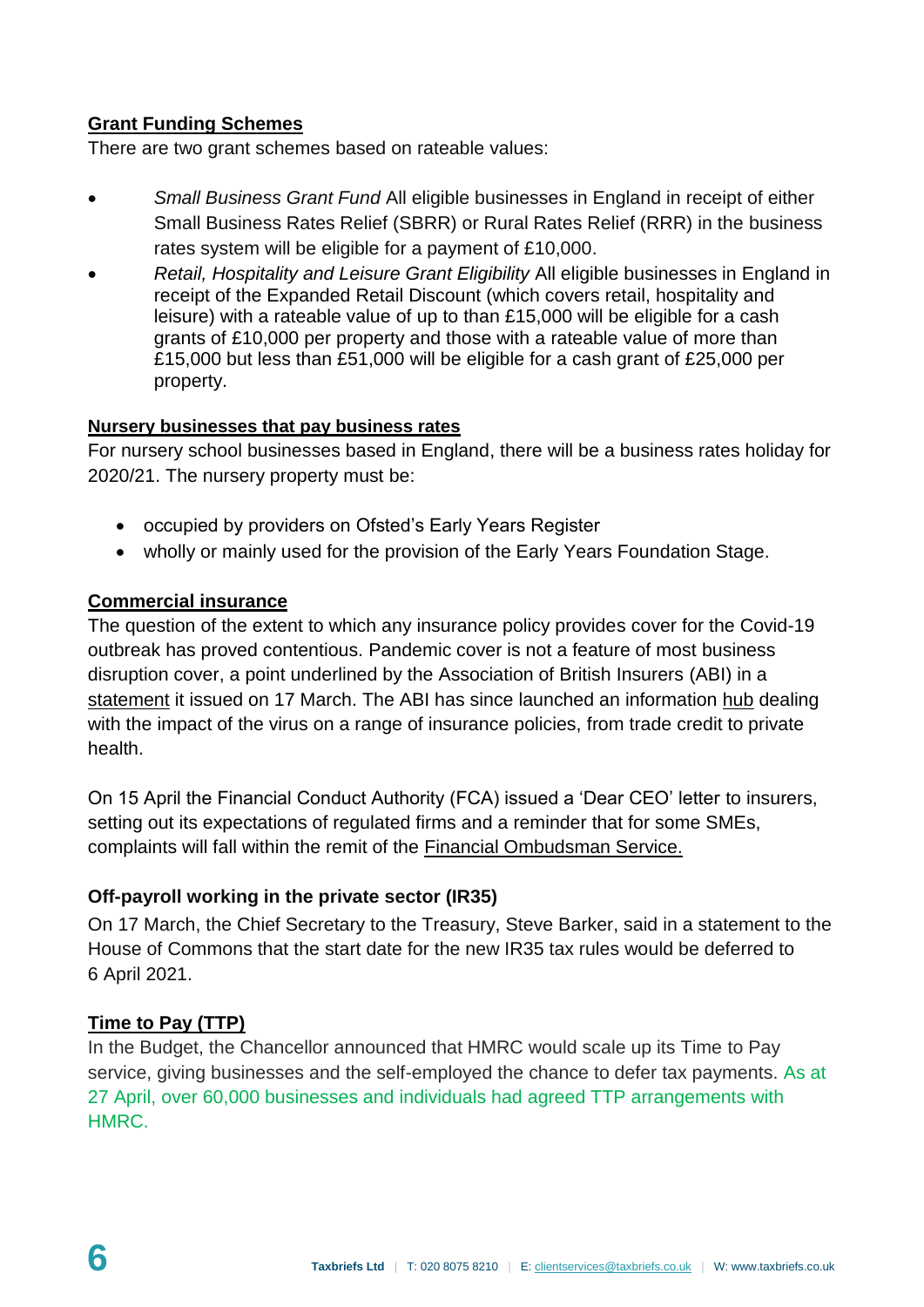## Grant Funding Schemes

There are two grant schemes based on rateable values:

- *Small Business Grant Fund* All eligible businesses in England in receipt of either Small Business Rates Relief (SBRR) or Rural Rates Relief (RRR) in the business rates system will be eligible for a payment of £10,000.
- *Retail, Hospitality and Leisure Grant Eligibility* All eligible businesses in England in receipt of the Expanded Retail Discount (which covers retail, hospitality and leisure) with a rateable value of up to than £15,000 will be eligible for a cash grants of £10,000 per property and those with a rateable value of more than £15,000 but less than £51,000 will be eligible for a cash grant of £25,000 per property.

## Nursery businesses that pay business rates

For nursery school businesses based in England, there will be a business rates holiday for 2020/21. The nursery property must be:

- occupied by providers on Ofsted's Early Years Register
- wholly or mainly used for the provision of the Early Years Foundation Stage.

## Commercial insurance

The question of the extent to which any insurance policy provides cover for the Covid-19 outbreak has proved contentious. Pandemic cover is not a feature of most business disruption cover, a point underlined by the Association of British Insurers (ABI) in a statement it issued on 17 March. The ABI has since launched an information hub dealing with the impact of the virus on a range of insurance policies, from trade credit to private health.

On 15 April the Financial Conduct Authority (FCA) issued a 'Dear CEO' letter to insurers, setting out its expectations of regulated firms and a reminder that for some SMEs, complaints will fall within the remit of the Financial Ombudsman Service.

## Off-payroll working in the private sector (IR35)

On 17 March, the Chief Secretary to the Treasury, Steve Barker, said in a statement to the House of Commons that the start date for the new IR35 tax rules would be deferred to 6 April 2021.

## Time to Pay (TTP)

In the Budget, the Chancellor announced that HMRC would scale up its Time to Pay service, giving businesses and the self-employed the chance to defer tax payments. As at 27 April, over 60,000 businesses and individuals had agreed TTP arrangements with HMRC.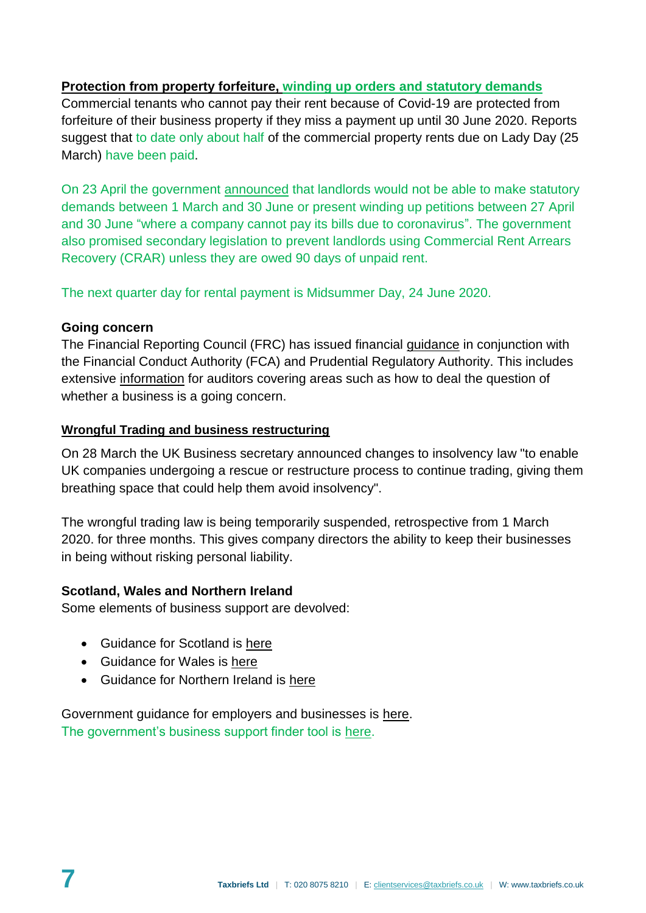**Protection from property forfeiture, winding up orders and statutory demands**

Commercial tenants who cannot pay their rent because of Covid-19 are protected from forfeiture of their business property if they miss a payment up until 30 June 2020. Reports suggest that to date only about half of the commercial property rents due on Lady Day (25 March) have been paid.

On 23 April the government announced that landlords would not be able to make statutory demands between 1 March and 30 June or present winding up petitions between 27 April and 30 June "where a company cannot pay its bills due to coronavirus". The government also promised secondary legislation to prevent landlords using Commercial Rent Arrears Recovery (CRAR) unless they are owed 90 days of unpaid rent.

The next quarter day for rental payment is Midsummer Day, 24 June 2020.

**Going concern**

The Financial Reporting Council (FRC) has issued financial guidance in conjunction with the Financial Conduct Authority (FCA) and Prudential Regulatory Authority. This includes extensive information for auditors covering areas such as how to deal the question of whether a business is a going concern.

**Wrongful Trading and business restructuring**

On 28 March the UK Business secretary announced changes to insolvency law "to enable UK companies undergoing a rescue or restructure process to continue trading, giving them breathing space that could help them avoid insolvency".

The wrongful trading law is being temporarily suspended, retrospective from 1 March 2020. for three months. This gives company directors the ability to keep their businesses in being without risking personal liability.

**Scotland, Wales and Northern Ireland**

Some elements of business support are devolved:

- Guidance for Scotland is here
- Guidance for Wales is here
- Guidance for Northern Ireland is here

Government guidance for employers and businesses is here.
The government's business support finder tool is here.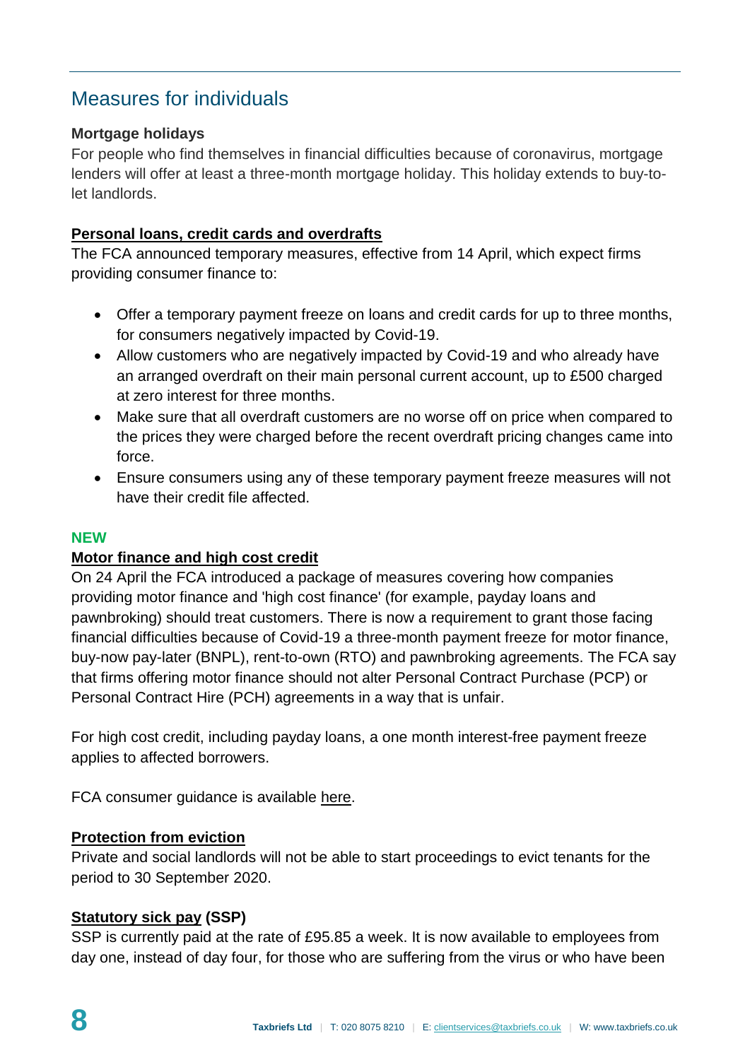## Measures for individuals

**Mortgage holidays**

For people who find themselves in financial difficulties because of coronavirus, mortgage lenders will offer at least a three-month mortgage holiday. This holiday extends to buy-to-let landlords.

**Personal loans, credit cards and overdrafts**

The FCA announced temporary measures, effective from 14 April, which expect firms providing consumer finance to:

- Offer a temporary payment freeze on loans and credit cards for up to three months, for consumers negatively impacted by Covid-19.
- Allow customers who are negatively impacted by Covid-19 and who already have an arranged overdraft on their main personal current account, up to £500 charged at zero interest for three months.
- Make sure that all overdraft customers are no worse off on price when compared to the prices they were charged before the recent overdraft pricing changes came into force.
- Ensure consumers using any of these temporary payment freeze measures will not have their credit file affected.

**NEW**

**Motor finance and high cost credit**

On 24 April the FCA introduced a package of measures covering how companies providing motor finance and 'high cost finance' (for example, payday loans and pawnbroking) should treat customers. There is now a requirement to grant those facing financial difficulties because of Covid-19 a three-month payment freeze for motor finance, buy-now pay-later (BNPL), rent-to-own (RTO) and pawnbroking agreements. The FCA say that firms offering motor finance should not alter Personal Contract Purchase (PCP) or Personal Contract Hire (PCH) agreements in a way that is unfair.

For high cost credit, including payday loans, a one month interest-free payment freeze applies to affected borrowers.

FCA consumer guidance is available here.

**Protection from eviction**

Private and social landlords will not be able to start proceedings to evict tenants for the period to 30 September 2020.

**Statutory sick pay (SSP)**

SSP is currently paid at the rate of £95.85 a week. It is now available to employees from day one, instead of day four, for those who are suffering from the virus or who have been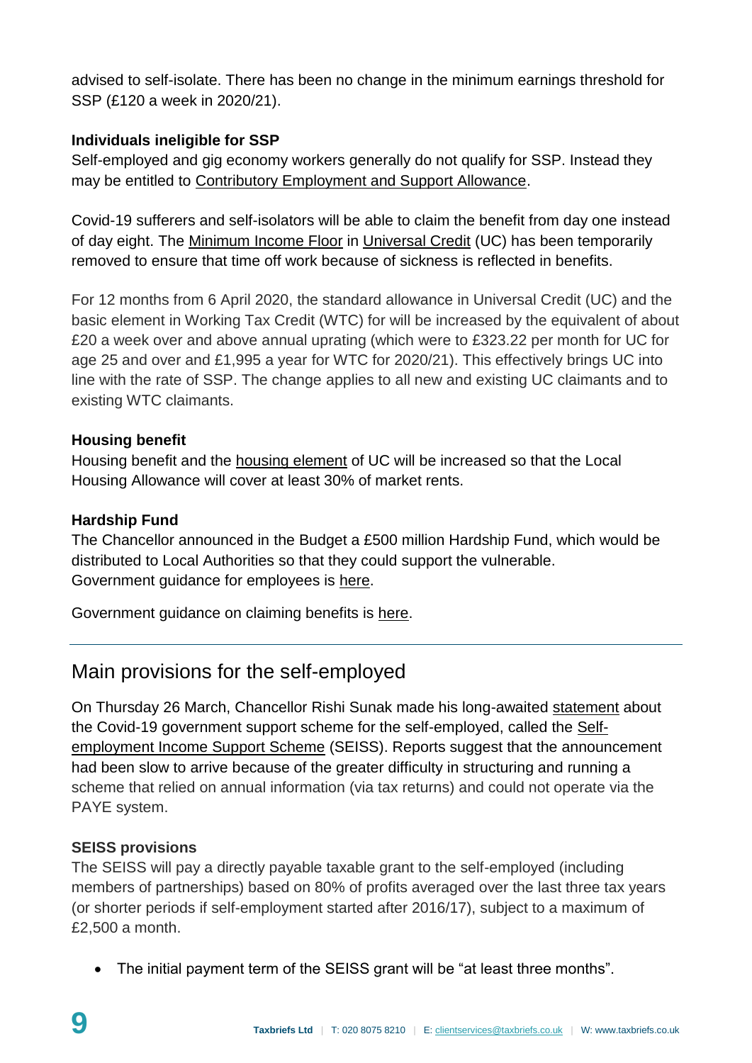advised to self-isolate. There has been no change in the minimum earnings threshold for SSP (£120 a week in 2020/21).

**Individuals ineligible for SSP**

Self-employed and gig economy workers generally do not qualify for SSP. Instead they may be entitled to Contributory Employment and Support Allowance.

Covid-19 sufferers and self-isolators will be able to claim the benefit from day one instead of day eight. The Minimum Income Floor in Universal Credit (UC) has been temporarily removed to ensure that time off work because of sickness is reflected in benefits.

For 12 months from 6 April 2020, the standard allowance in Universal Credit (UC) and the basic element in Working Tax Credit (WTC) for will be increased by the equivalent of about £20 a week over and above annual uprating (which were to £323.22 per month for UC for age 25 and over and £1,995 a year for WTC for 2020/21). This effectively brings UC into line with the rate of SSP. The change applies to all new and existing UC claimants and to existing WTC claimants.

**Housing benefit**

Housing benefit and the housing element of UC will be increased so that the Local Housing Allowance will cover at least 30% of market rents.

**Hardship Fund**

The Chancellor announced in the Budget a £500 million Hardship Fund, which would be distributed to Local Authorities so that they could support the vulnerable.
Government guidance for employees is here.

Government guidance on claiming benefits is here.

---

## Main provisions for the self-employed

On Thursday 26 March, Chancellor Rishi Sunak made his long-awaited statement about the Covid-19 government support scheme for the self-employed, called the Self-employment Income Support Scheme (SEISS). Reports suggest that the announcement had been slow to arrive because of the greater difficulty in structuring and running a scheme that relied on annual information (via tax returns) and could not operate via the PAYE system.

**SEISS provisions**

The SEISS will pay a directly payable taxable grant to the self-employed (including members of partnerships) based on 80% of profits averaged over the last three tax years (or shorter periods if self-employment started after 2016/17), subject to a maximum of £2,500 a month.

- The initial payment term of the SEISS grant will be “at least three months”.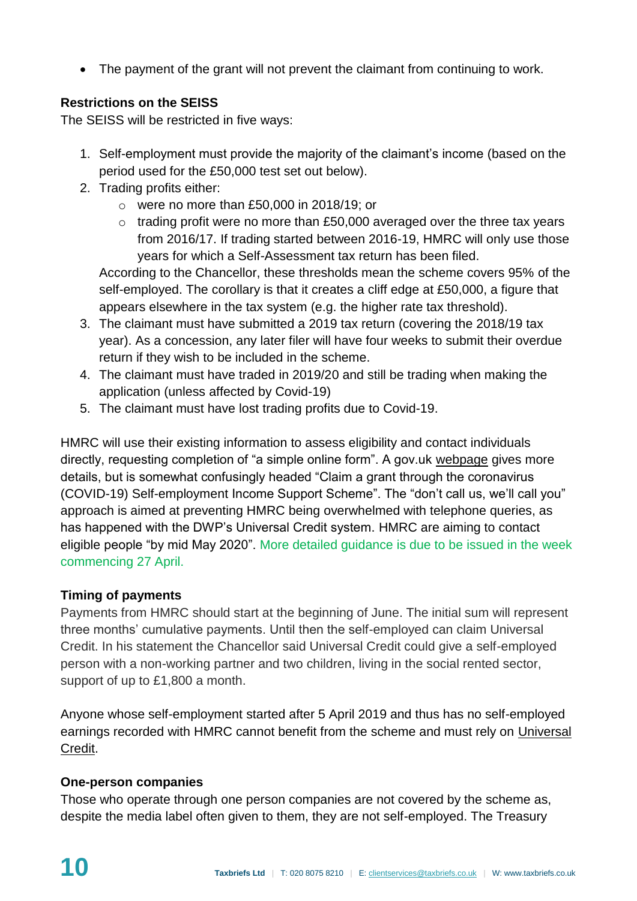- The payment of the grant will not prevent the claimant from continuing to work.

**Restrictions on the SEISS**

The SEISS will be restricted in five ways:

1. Self-employment must provide the majority of the claimant's income (based on the period used for the £50,000 test set out below).
2. Trading profits either:
   - were no more than £50,000 in 2018/19; or
   - trading profit were no more than £50,000 averaged over the three tax years from 2016/17. If trading started between 2016-19, HMRC will only use those years for which a Self-Assessment tax return has been filed.

   According to the Chancellor, these thresholds mean the scheme covers 95% of the self-employed. The corollary is that it creates a cliff edge at £50,000, a figure that appears elsewhere in the tax system (e.g. the higher rate tax threshold).
3. The claimant must have submitted a 2019 tax return (covering the 2018/19 tax year). As a concession, any later filer will have four weeks to submit their overdue return if they wish to be included in the scheme.
4. The claimant must have traded in 2019/20 and still be trading when making the application (unless affected by Covid-19)
5. The claimant must have lost trading profits due to Covid-19.

HMRC will use their existing information to assess eligibility and contact individuals directly, requesting completion of "a simple online form". A gov.uk webpage gives more details, but is somewhat confusingly headed "Claim a grant through the coronavirus (COVID-19) Self-employment Income Support Scheme". The "don't call us, we'll call you" approach is aimed at preventing HMRC being overwhelmed with telephone queries, as has happened with the DWP's Universal Credit system. HMRC are aiming to contact eligible people "by mid May 2020". More detailed guidance is due to be issued in the week commencing 27 April.

**Timing of payments**

Payments from HMRC should start at the beginning of June. The initial sum will represent three months' cumulative payments. Until then the self-employed can claim Universal Credit. In his statement the Chancellor said Universal Credit could give a self-employed person with a non-working partner and two children, living in the social rented sector, support of up to £1,800 a month.

Anyone whose self-employment started after 5 April 2019 and thus has no self-employed earnings recorded with HMRC cannot benefit from the scheme and must rely on Universal Credit.

**One-person companies**

Those who operate through one person companies are not covered by the scheme as, despite the media label often given to them, they are not self-employed. The Treasury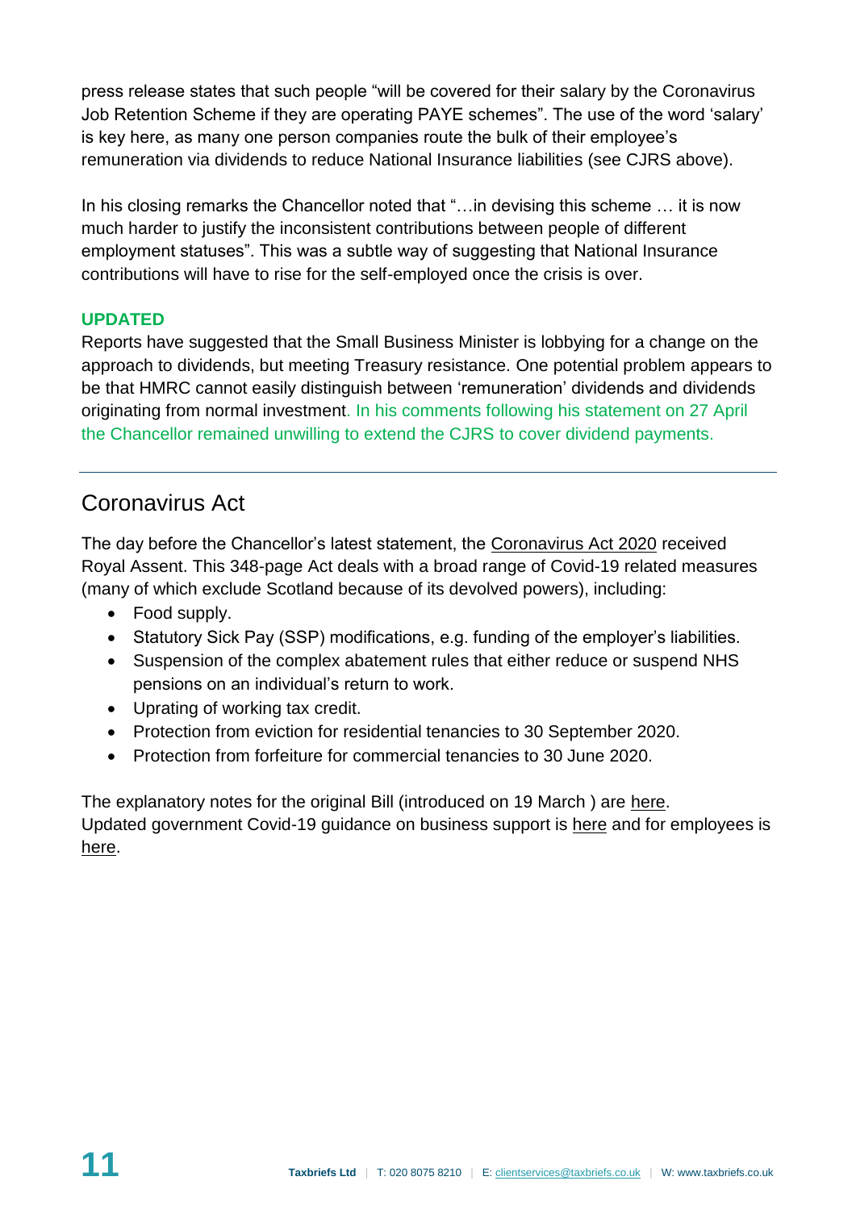press release states that such people "will be covered for their salary by the Coronavirus Job Retention Scheme if they are operating PAYE schemes". The use of the word 'salary' is key here, as many one person companies route the bulk of their employee's remuneration via dividends to reduce National Insurance liabilities (see CJRS above).

In his closing remarks the Chancellor noted that "…in devising this scheme … it is now much harder to justify the inconsistent contributions between people of different employment statuses". This was a subtle way of suggesting that National Insurance contributions will have to rise for the self-employed once the crisis is over.

**UPDATED**

Reports have suggested that the Small Business Minister is lobbying for a change on the approach to dividends, but meeting Treasury resistance. One potential problem appears to be that HMRC cannot easily distinguish between 'remuneration' dividends and dividends originating from normal investment. In his comments following his statement on 27 April the Chancellor remained unwilling to extend the CJRS to cover dividend payments.

---

## Coronavirus Act

The day before the Chancellor's latest statement, the Coronavirus Act 2020 received Royal Assent. This 348-page Act deals with a broad range of Covid-19 related measures (many of which exclude Scotland because of its devolved powers), including:

- Food supply.
- Statutory Sick Pay (SSP) modifications, e.g. funding of the employer's liabilities.
- Suspension of the complex abatement rules that either reduce or suspend NHS pensions on an individual's return to work.
- Uprating of working tax credit.
- Protection from eviction for residential tenancies to 30 September 2020.
- Protection from forfeiture for commercial tenancies to 30 June 2020.

The explanatory notes for the original Bill (introduced on 19 March ) are here.
Updated government Covid-19 guidance on business support is here and for employees is here.